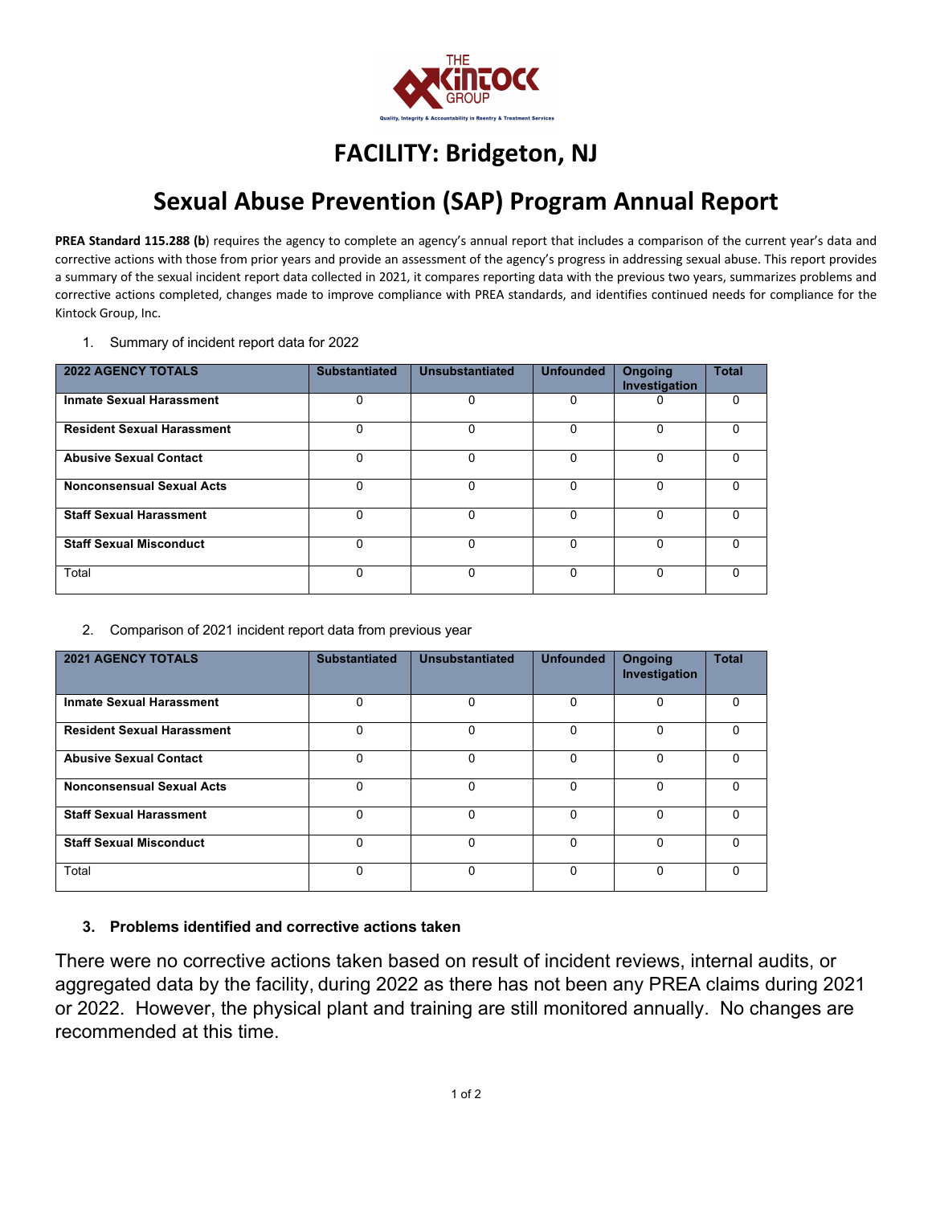# FACILITY: Bridgeton, NJ

# Sexual Abuse Prevention (SAP) Program Annual Report

**PREA Standard 115.288 (b**) requires the agency to complete an agency's annual report that includes a comparison of the current year's data and corrective actions with those from prior years and provide an assessment of the agency's progress in addressing sexual abuse. This report provides a summary of the sexual incident report data collected in 2021, it compares reporting data with the previous two years, summarizes problems and corrective actions completed, changes made to improve compliance with PREA standards, and identifies continued needs for compliance for the Kintock Group, Inc.

1. Summary of incident report data for 2022

| 2022 AGENCY TOTALS | Substantiated | Unsubstantiated | Unfounded | Ongoing Investigation | Total |
|---|---|---|---|---|---|
| **Inmate Sexual Harassment** | 0 | 0 | 0 | 0 | 0 |
| **Resident Sexual Harassment** | 0 | 0 | 0 | 0 | 0 |
| **Abusive Sexual Contact** | 0 | 0 | 0 | 0 | 0 |
| **Nonconsensual Sexual Acts** | 0 | 0 | 0 | 0 | 0 |
| **Staff Sexual Harassment** | 0 | 0 | 0 | 0 | 0 |
| **Staff Sexual Misconduct** | 0 | 0 | 0 | 0 | 0 |
| Total | 0 | 0 | 0 | 0 | 0 |

2. Comparison of 2021 incident report data from previous year

| 2021 AGENCY TOTALS | Substantiated | Unsubstantiated | Unfounded | Ongoing Investigation | Total |
|---|---|---|---|---|---|
| **Inmate Sexual Harassment** | 0 | 0 | 0 | 0 | 0 |
| **Resident Sexual Harassment** | 0 | 0 | 0 | 0 | 0 |
| **Abusive Sexual Contact** | 0 | 0 | 0 | 0 | 0 |
| **Nonconsensual Sexual Acts** | 0 | 0 | 0 | 0 | 0 |
| **Staff Sexual Harassment** | 0 | 0 | 0 | 0 | 0 |
| **Staff Sexual Misconduct** | 0 | 0 | 0 | 0 | 0 |
| Total | 0 | 0 | 0 | 0 | 0 |

3. **Problems identified and corrective actions taken**

There were no corrective actions taken based on result of incident reviews, internal audits, or aggregated data by the facility, during 2022 as there has not been any PREA claims during 2021 or 2022. However, the physical plant and training are still monitored annually. No changes are recommended at this time.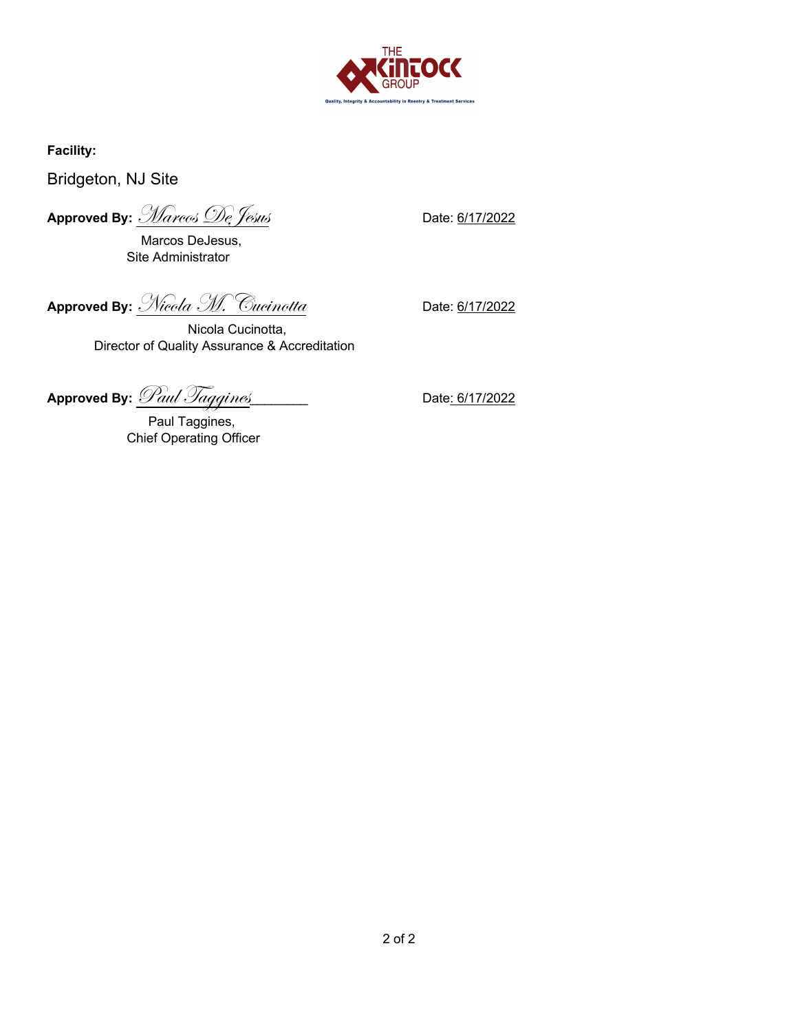THE KINTOCK GROUP

Quality, Integrity & Accountability in Reentry & Treatment Services

**Facility:**

Bridgeton, NJ Site

**Approved By:** *Marcos De Jesus* Date: 6/17/2022

Marcos DeJesus,
Site Administrator

**Approved By:** *Nicola M. Cucinotta* Date: 6/17/2022

Nicola Cucinotta,
Director of Quality Assurance & Accreditation

**Approved By:** *Paul Taggines*_______ Date: 6/17/2022

Paul Taggines,
Chief Operating Officer